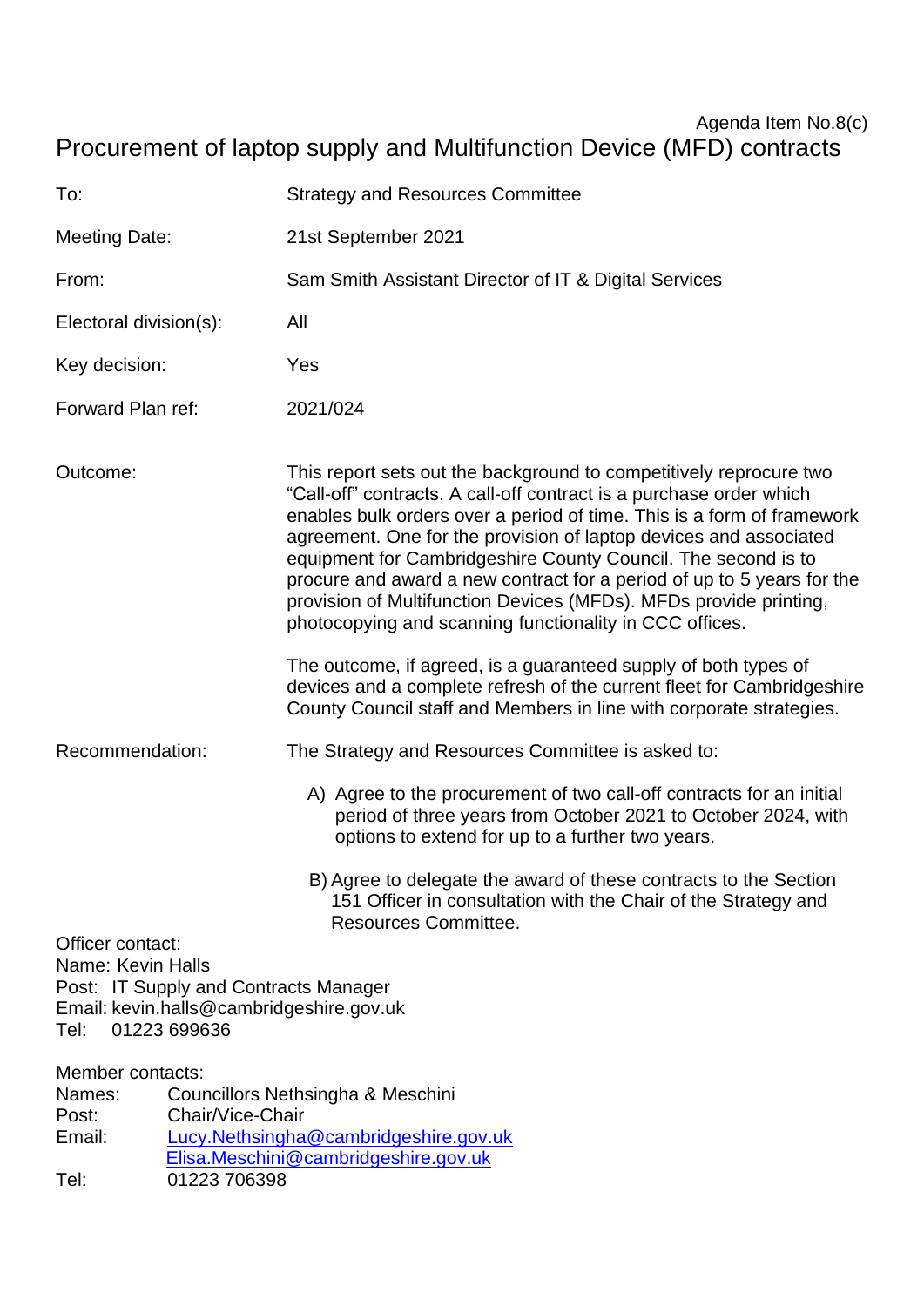Agenda Item No.8(c)

# Procurement of laptop supply and Multifunction Device (MFD) contracts

To: Strategy and Resources Committee

Meeting Date: 21st September 2021

From: Sam Smith Assistant Director of IT & Digital Services

Electoral division(s): All

Key decision: Yes

Forward Plan ref: 2021/024

Outcome: This report sets out the background to competitively reprocure two "Call-off" contracts. A call-off contract is a purchase order which enables bulk orders over a period of time. This is a form of framework agreement. One for the provision of laptop devices and associated equipment for Cambridgeshire County Council. The second is to procure and award a new contract for a period of up to 5 years for the provision of Multifunction Devices (MFDs). MFDs provide printing, photocopying and scanning functionality in CCC offices.

The outcome, if agreed, is a guaranteed supply of both types of devices and a complete refresh of the current fleet for Cambridgeshire County Council staff and Members in line with corporate strategies.

Recommendation: The Strategy and Resources Committee is asked to:

A) Agree to the procurement of two call-off contracts for an initial period of three years from October 2021 to October 2024, with options to extend for up to a further two years.

B) Agree to delegate the award of these contracts to the Section 151 Officer in consultation with the Chair of the Strategy and Resources Committee.

Officer contact:
Name: Kevin Halls
Post: IT Supply and Contracts Manager
Email: kevin.halls@cambridgeshire.gov.uk
Tel: 01223 699636

Member contacts:
Names: Councillors Nethsingha & Meschini
Post: Chair/Vice-Chair
Email: Lucy.Nethsingha@cambridgeshire.gov.uk
Elisa.Meschini@cambridgeshire.gov.uk
Tel: 01223 706398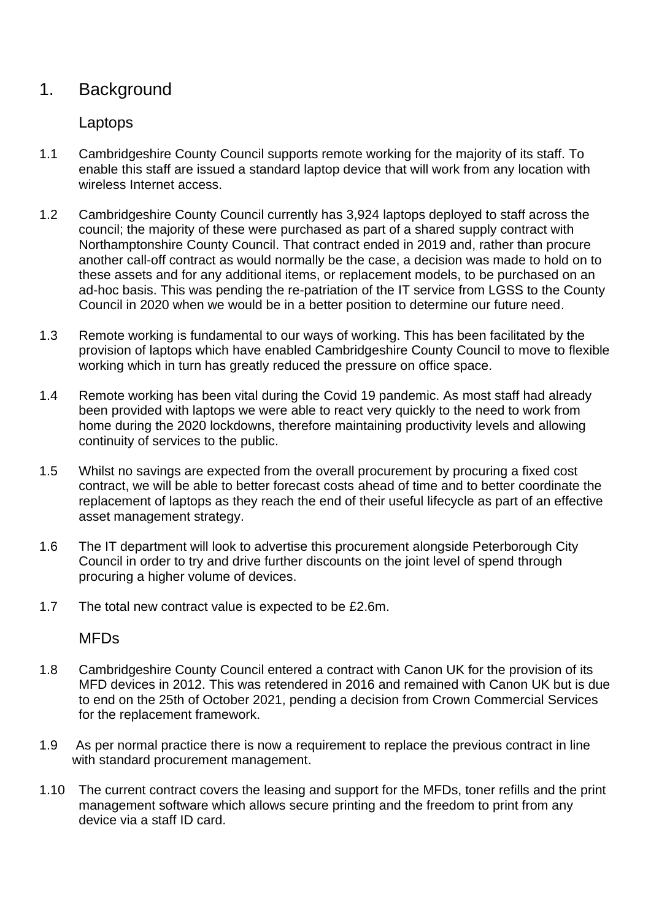# 1. Background

## Laptops

1.1 Cambridgeshire County Council supports remote working for the majority of its staff. To enable this staff are issued a standard laptop device that will work from any location with wireless Internet access.

1.2 Cambridgeshire County Council currently has 3,924 laptops deployed to staff across the council; the majority of these were purchased as part of a shared supply contract with Northamptonshire County Council. That contract ended in 2019 and, rather than procure another call-off contract as would normally be the case, a decision was made to hold on to these assets and for any additional items, or replacement models, to be purchased on an ad-hoc basis. This was pending the re-patriation of the IT service from LGSS to the County Council in 2020 when we would be in a better position to determine our future need.

1.3 Remote working is fundamental to our ways of working. This has been facilitated by the provision of laptops which have enabled Cambridgeshire County Council to move to flexible working which in turn has greatly reduced the pressure on office space.

1.4 Remote working has been vital during the Covid 19 pandemic. As most staff had already been provided with laptops we were able to react very quickly to the need to work from home during the 2020 lockdowns, therefore maintaining productivity levels and allowing continuity of services to the public.

1.5 Whilst no savings are expected from the overall procurement by procuring a fixed cost contract, we will be able to better forecast costs ahead of time and to better coordinate the replacement of laptops as they reach the end of their useful lifecycle as part of an effective asset management strategy.

1.6 The IT department will look to advertise this procurement alongside Peterborough City Council in order to try and drive further discounts on the joint level of spend through procuring a higher volume of devices.

1.7 The total new contract value is expected to be £2.6m.

## MFDs

1.8 Cambridgeshire County Council entered a contract with Canon UK for the provision of its MFD devices in 2012. This was retendered in 2016 and remained with Canon UK but is due to end on the 25th of October 2021, pending a decision from Crown Commercial Services for the replacement framework.

1.9 As per normal practice there is now a requirement to replace the previous contract in line with standard procurement management.

1.10 The current contract covers the leasing and support for the MFDs, toner refills and the print management software which allows secure printing and the freedom to print from any device via a staff ID card.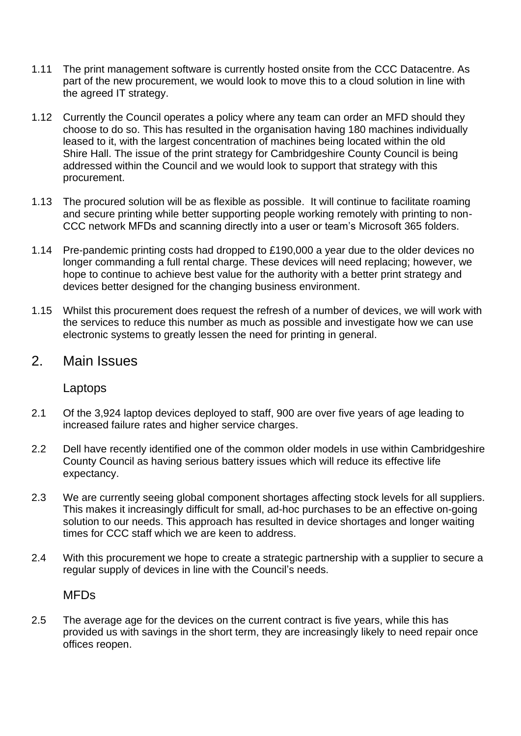1.11 The print management software is currently hosted onsite from the CCC Datacentre. As part of the new procurement, we would look to move this to a cloud solution in line with the agreed IT strategy.

1.12 Currently the Council operates a policy where any team can order an MFD should they choose to do so. This has resulted in the organisation having 180 machines individually leased to it, with the largest concentration of machines being located within the old Shire Hall. The issue of the print strategy for Cambridgeshire County Council is being addressed within the Council and we would look to support that strategy with this procurement.

1.13 The procured solution will be as flexible as possible. It will continue to facilitate roaming and secure printing while better supporting people working remotely with printing to non-CCC network MFDs and scanning directly into a user or team's Microsoft 365 folders.

1.14 Pre-pandemic printing costs had dropped to £190,000 a year due to the older devices no longer commanding a full rental charge. These devices will need replacing; however, we hope to continue to achieve best value for the authority with a better print strategy and devices better designed for the changing business environment.

1.15 Whilst this procurement does request the refresh of a number of devices, we will work with the services to reduce this number as much as possible and investigate how we can use electronic systems to greatly lessen the need for printing in general.

## 2. Main Issues

### Laptops

2.1 Of the 3,924 laptop devices deployed to staff, 900 are over five years of age leading to increased failure rates and higher service charges.

2.2 Dell have recently identified one of the common older models in use within Cambridgeshire County Council as having serious battery issues which will reduce its effective life expectancy.

2.3 We are currently seeing global component shortages affecting stock levels for all suppliers. This makes it increasingly difficult for small, ad-hoc purchases to be an effective on-going solution to our needs. This approach has resulted in device shortages and longer waiting times for CCC staff which we are keen to address.

2.4 With this procurement we hope to create a strategic partnership with a supplier to secure a regular supply of devices in line with the Council's needs.

### MFDs

2.5 The average age for the devices on the current contract is five years, while this has provided us with savings in the short term, they are increasingly likely to need repair once offices reopen.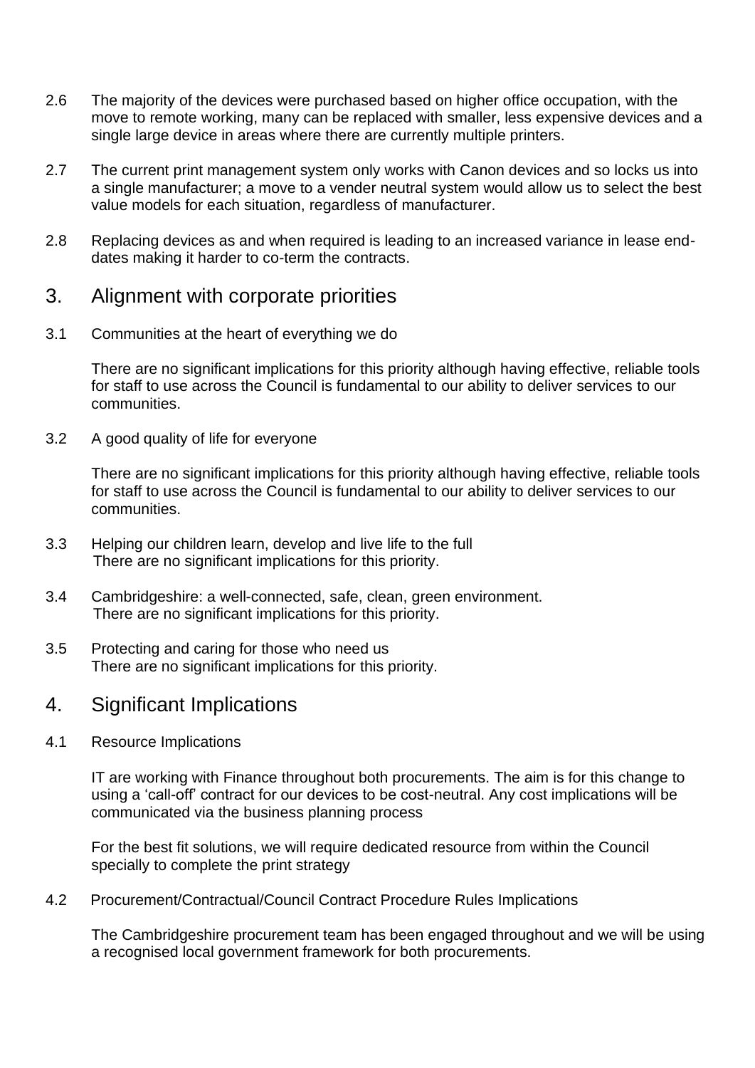2.6 The majority of the devices were purchased based on higher office occupation, with the move to remote working, many can be replaced with smaller, less expensive devices and a single large device in areas where there are currently multiple printers.

2.7 The current print management system only works with Canon devices and so locks us into a single manufacturer; a move to a vender neutral system would allow us to select the best value models for each situation, regardless of manufacturer.

2.8 Replacing devices as and when required is leading to an increased variance in lease end-dates making it harder to co-term the contracts.

## 3. Alignment with corporate priorities

3.1 Communities at the heart of everything we do

There are no significant implications for this priority although having effective, reliable tools for staff to use across the Council is fundamental to our ability to deliver services to our communities.

3.2 A good quality of life for everyone

There are no significant implications for this priority although having effective, reliable tools for staff to use across the Council is fundamental to our ability to deliver services to our communities.

3.3 Helping our children learn, develop and live life to the full
There are no significant implications for this priority.

3.4 Cambridgeshire: a well-connected, safe, clean, green environment.
There are no significant implications for this priority.

3.5 Protecting and caring for those who need us
There are no significant implications for this priority.

## 4. Significant Implications

4.1 Resource Implications

IT are working with Finance throughout both procurements. The aim is for this change to using a 'call-off' contract for our devices to be cost-neutral. Any cost implications will be communicated via the business planning process

For the best fit solutions, we will require dedicated resource from within the Council specially to complete the print strategy

4.2 Procurement/Contractual/Council Contract Procedure Rules Implications

The Cambridgeshire procurement team has been engaged throughout and we will be using a recognised local government framework for both procurements.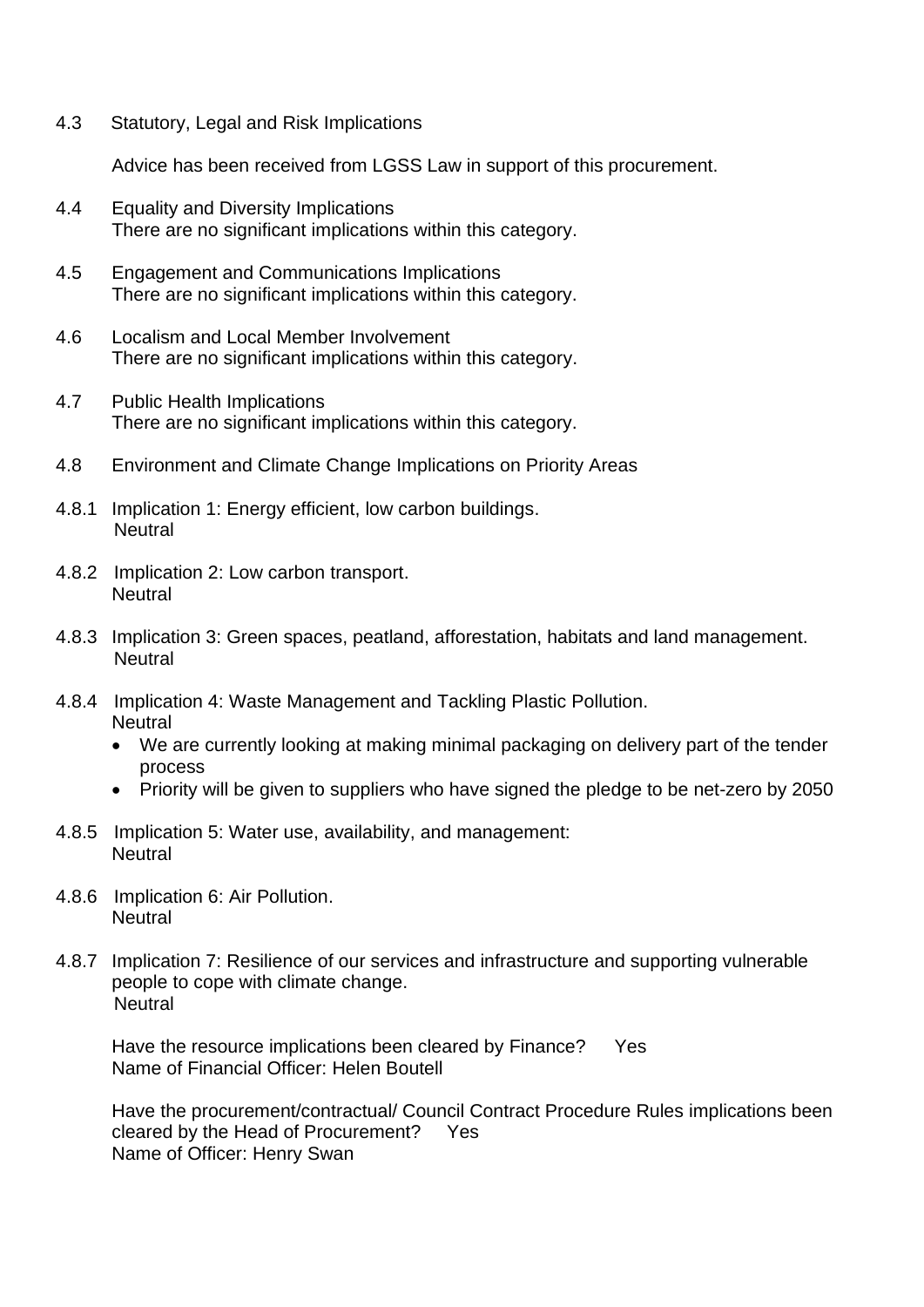4.3 Statutory, Legal and Risk Implications

Advice has been received from LGSS Law in support of this procurement.

4.4 Equality and Diversity Implications
There are no significant implications within this category.

4.5 Engagement and Communications Implications
There are no significant implications within this category.

4.6 Localism and Local Member Involvement
There are no significant implications within this category.

4.7 Public Health Implications
There are no significant implications within this category.

4.8 Environment and Climate Change Implications on Priority Areas

4.8.1 Implication 1: Energy efficient, low carbon buildings.
Neutral

4.8.2 Implication 2: Low carbon transport.
Neutral

4.8.3 Implication 3: Green spaces, peatland, afforestation, habitats and land management.
Neutral

4.8.4 Implication 4: Waste Management and Tackling Plastic Pollution.
Neutral

- We are currently looking at making minimal packaging on delivery part of the tender process
- Priority will be given to suppliers who have signed the pledge to be net-zero by 2050

4.8.5 Implication 5: Water use, availability, and management:
Neutral

4.8.6 Implication 6: Air Pollution.
Neutral

4.8.7 Implication 7: Resilience of our services and infrastructure and supporting vulnerable people to cope with climate change.
Neutral

Have the resource implications been cleared by Finance? Yes
Name of Financial Officer: Helen Boutell

Have the procurement/contractual/ Council Contract Procedure Rules implications been cleared by the Head of Procurement? Yes
Name of Officer: Henry Swan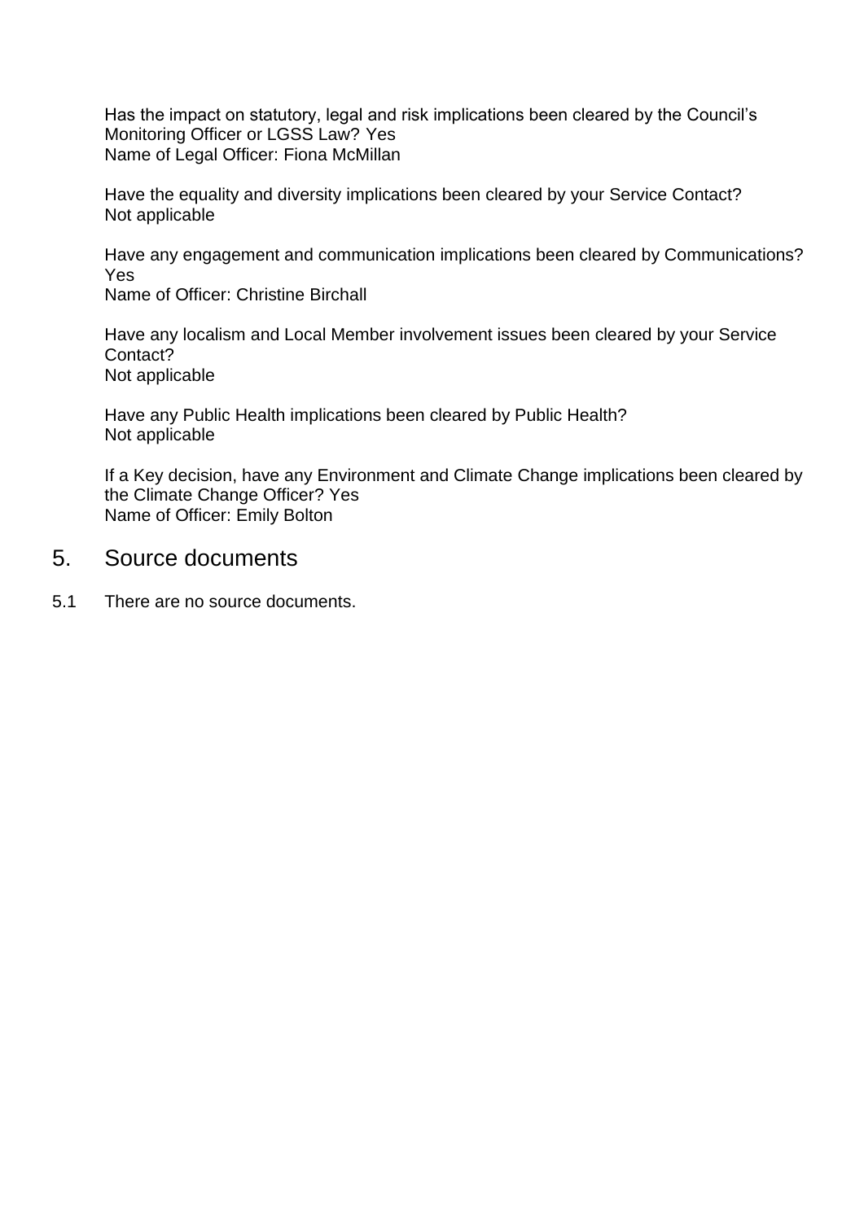Has the impact on statutory, legal and risk implications been cleared by the Council's Monitoring Officer or LGSS Law? Yes
Name of Legal Officer: Fiona McMillan

Have the equality and diversity implications been cleared by your Service Contact?
Not applicable

Have any engagement and communication implications been cleared by Communications?
Yes
Name of Officer: Christine Birchall

Have any localism and Local Member involvement issues been cleared by your Service Contact?
Not applicable

Have any Public Health implications been cleared by Public Health?
Not applicable

If a Key decision, have any Environment and Climate Change implications been cleared by the Climate Change Officer? Yes
Name of Officer: Emily Bolton

## 5. Source documents

5.1 There are no source documents.